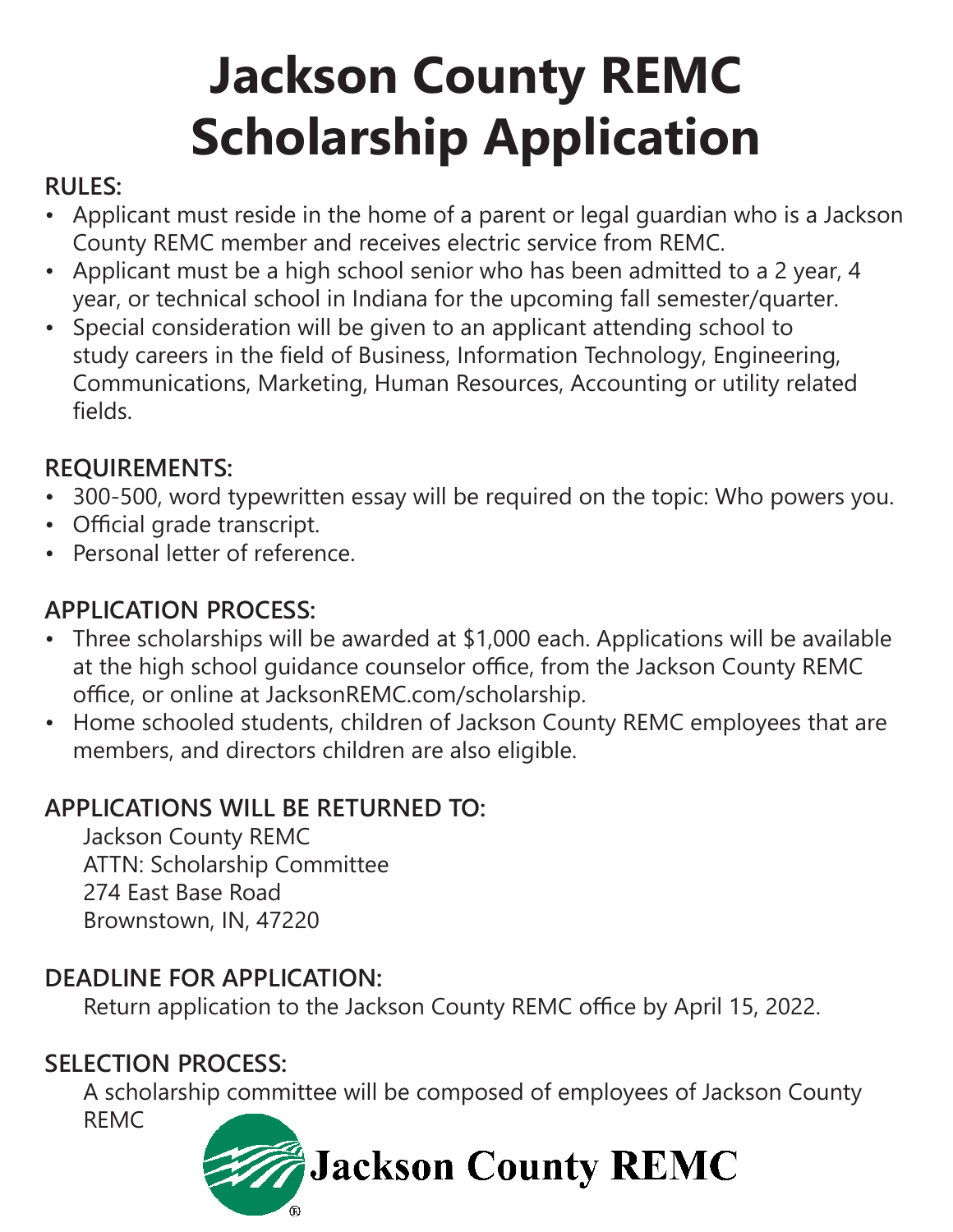# Jackson County REMC Scholarship Application

## RULES:

- Applicant must reside in the home of a parent or legal guardian who is a Jackson County REMC member and receives electric service from REMC.
- Applicant must be a high school senior who has been admitted to a 2 year, 4 year, or technical school in Indiana for the upcoming fall semester/quarter.
- Special consideration will be given to an applicant attending school to study careers in the field of Business, Information Technology, Engineering, Communications, Marketing, Human Resources, Accounting or utility related fields.

## REQUIREMENTS:

- 300-500, word typewritten essay will be required on the topic: Who powers you.
- Official grade transcript.
- Personal letter of reference.

## APPLICATION PROCESS:

- Three scholarships will be awarded at $1,000 each. Applications will be available at the high school guidance counselor office, from the Jackson County REMC office, or online at JacksonREMC.com/scholarship.
- Home schooled students, children of Jackson County REMC employees that are members, and directors children are also eligible.

## APPLICATIONS WILL BE RETURNED TO:

Jackson County REMC
ATTN: Scholarship Committee
274 East Base Road
Brownstown, IN, 47220

## DEADLINE FOR APPLICATION:

Return application to the Jackson County REMC office by April 15, 2022.

## SELECTION PROCESS:

A scholarship committee will be composed of employees of Jackson County REMC

Jackson County REMC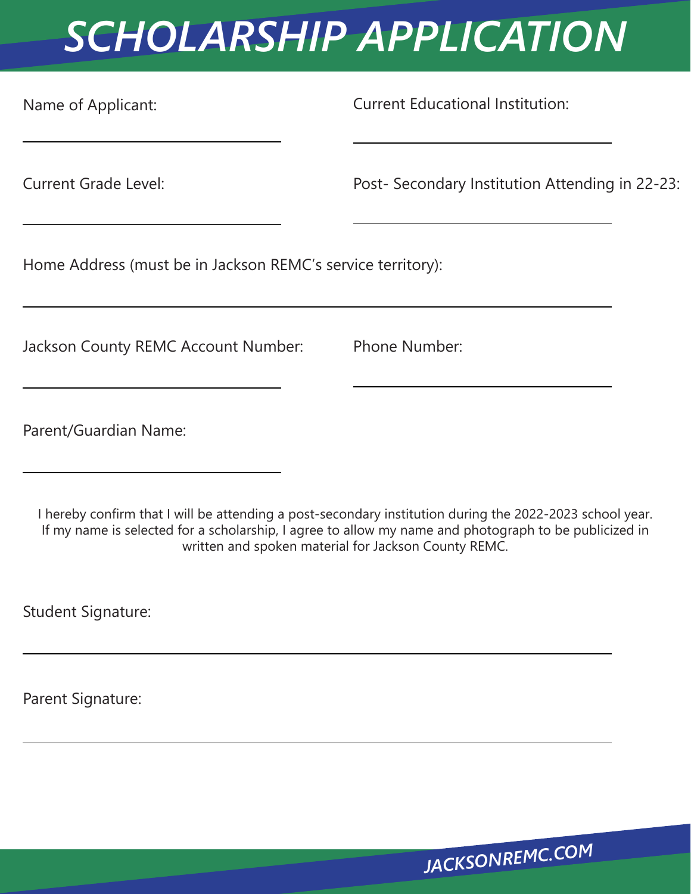# SCHOLARSHIP APPLICATION

Name of Applicant: \_\_\_\_\_\_\_\_\_\_\_\_\_\_\_\_\_\_\_\_\_\_\_\_\_\_\_\_\_\_

Current Educational Institution: \_\_\_\_\_\_\_\_\_\_\_\_\_\_\_\_\_\_\_\_\_\_\_\_\_\_\_\_\_\_

Current Grade Level: \_\_\_\_\_\_\_\_\_\_\_\_\_\_\_\_\_\_\_\_\_\_\_\_\_\_\_\_\_\_

Post- Secondary Institution Attending in 22-23: \_\_\_\_\_\_\_\_\_\_\_\_\_\_\_\_\_\_\_\_\_\_\_\_\_\_\_\_\_\_

Home Address (must be in Jackson REMC's service territory): \_\_\_\_\_\_\_\_\_\_\_\_\_\_\_\_\_\_\_\_\_\_\_\_\_\_\_\_\_\_\_\_\_\_\_\_\_\_\_\_\_\_\_\_\_\_\_\_\_\_\_\_\_\_\_\_

Jackson County REMC Account Number: \_\_\_\_\_\_\_\_\_\_\_\_\_\_\_\_\_\_\_\_\_\_\_\_\_\_\_\_\_\_

Phone Number: \_\_\_\_\_\_\_\_\_\_\_\_\_\_\_\_\_\_\_\_\_\_\_\_\_\_\_\_\_\_

Parent/Guardian Name: \_\_\_\_\_\_\_\_\_\_\_\_\_\_\_\_\_\_\_\_\_\_\_\_\_\_\_\_\_\_

I hereby confirm that I will be attending a post-secondary institution during the 2022-2023 school year. If my name is selected for a scholarship, I agree to allow my name and photograph to be publicized in written and spoken material for Jackson County REMC.

Student Signature: \_\_\_\_\_\_\_\_\_\_\_\_\_\_\_\_\_\_\_\_\_\_\_\_\_\_\_\_\_\_\_\_\_\_\_\_\_\_\_\_\_\_\_\_\_\_\_\_\_\_\_\_\_\_\_\_

Parent Signature: \_\_\_\_\_\_\_\_\_\_\_\_\_\_\_\_\_\_\_\_\_\_\_\_\_\_\_\_\_\_\_\_\_\_\_\_\_\_\_\_\_\_\_\_\_\_\_\_\_\_\_\_\_\_\_\_

JACKSONREMC.COM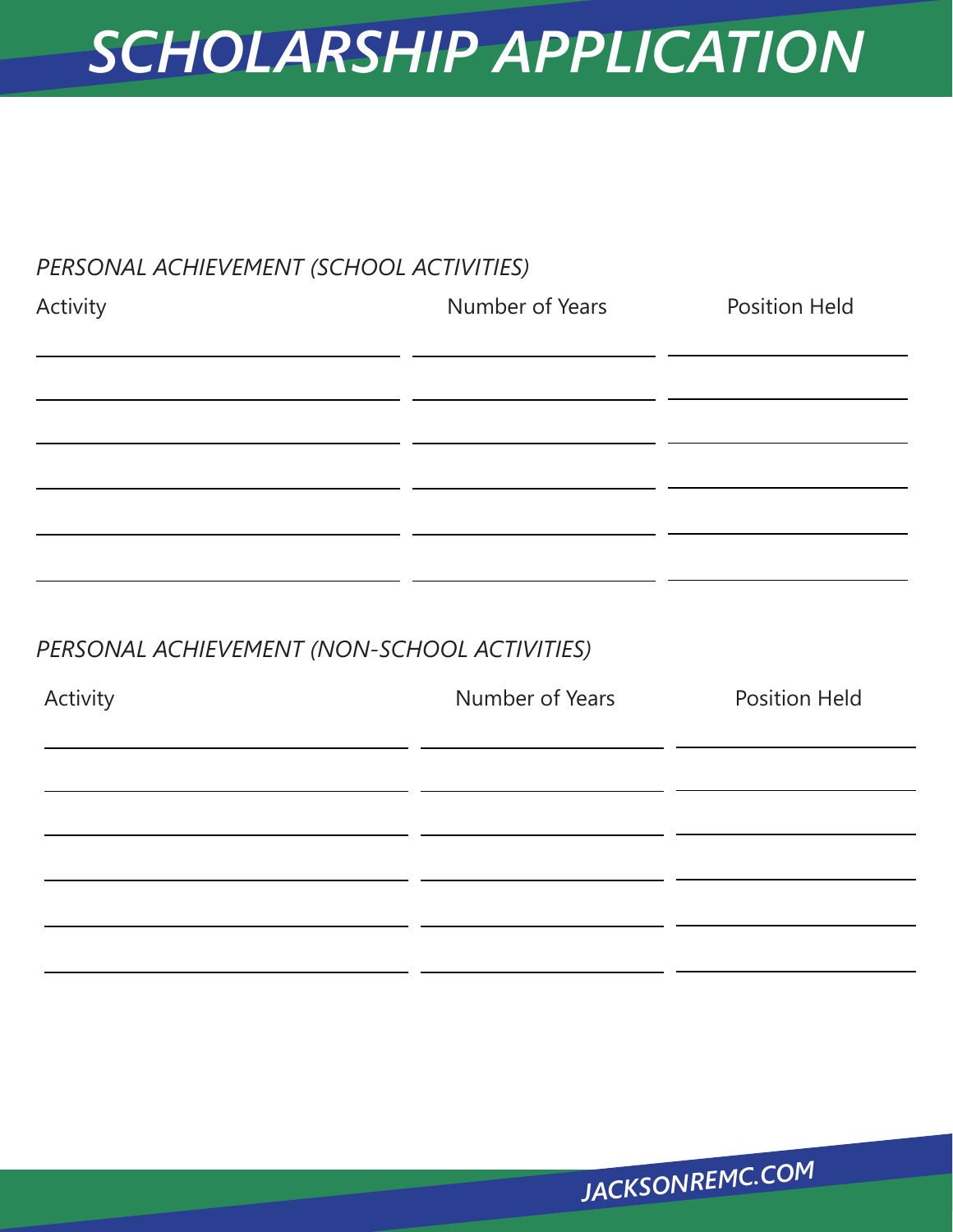# SCHOLARSHIP APPLICATION

*PERSONAL ACHIEVEMENT (SCHOOL ACTIVITIES)*

| Activity | Number of Years | Position Held |
| --- | --- | --- |
| | | |
| | | |
| | | |
| | | |
| | | |
| | | |

*PERSONAL ACHIEVEMENT (NON-SCHOOL ACTIVITIES)*

| Activity | Number of Years | Position Held |
| --- | --- | --- |
| | | |
| | | |
| | | |
| | | |
| | | |
| | | |

JACKSONREMC.COM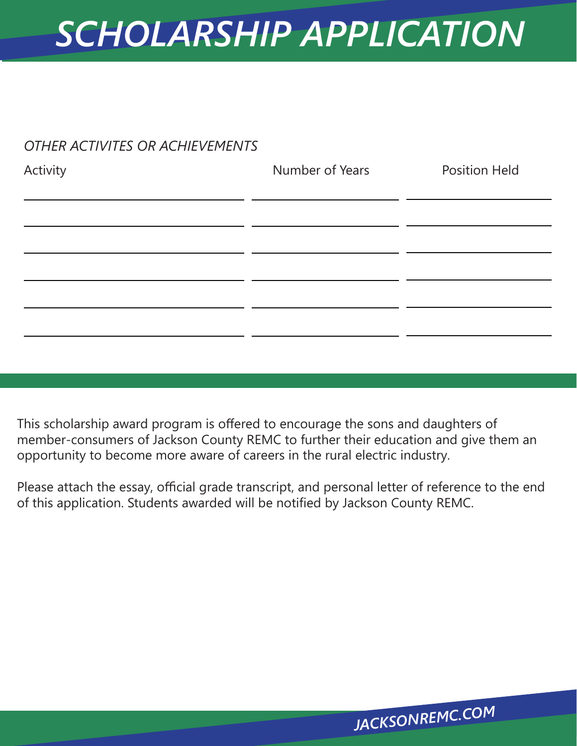# SCHOLARSHIP APPLICATION

*OTHER ACTIVITES OR ACHIEVEMENTS*

| Activity | Number of Years | Position Held |
| --- | --- | --- |
| | | |
| | | |
| | | |
| | | |
| | | |
| | | |

This scholarship award program is offered to encourage the sons and daughters of member-consumers of Jackson County REMC to further their education and give them an opportunity to become more aware of careers in the rural electric industry.

Please attach the essay, official grade transcript, and personal letter of reference to the end of this application. Students awarded will be notified by Jackson County REMC.

*JACKSONREMC.COM*